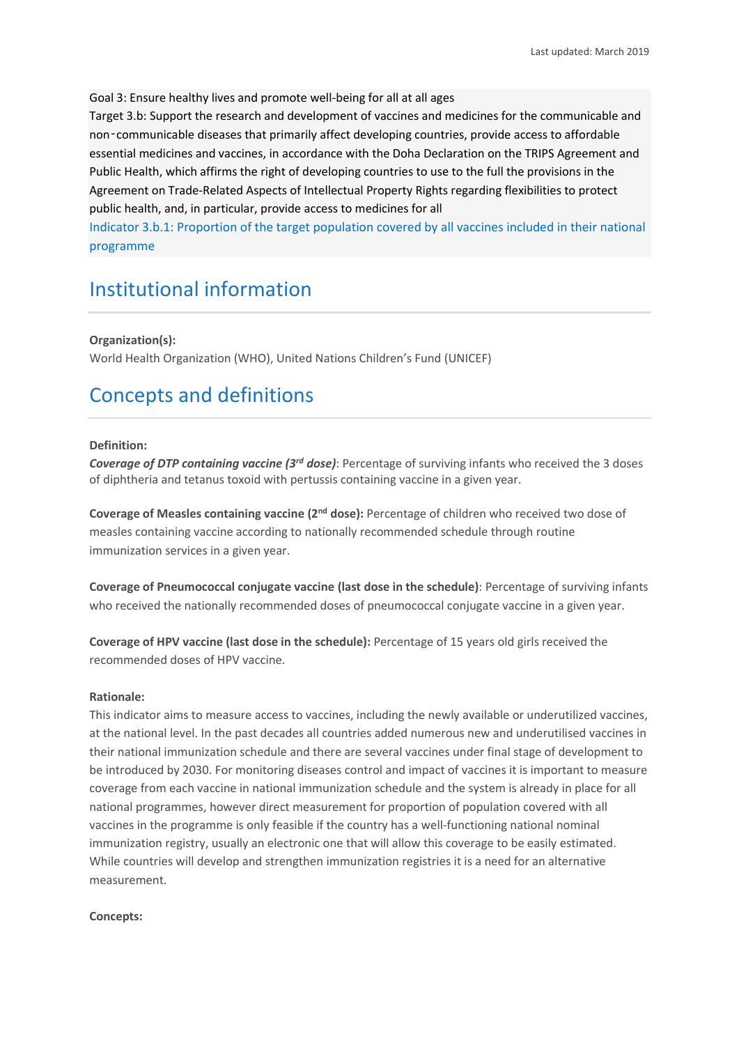Goal 3: Ensure healthy lives and promote well-being for all at all ages

Target 3.b: Support the research and development of vaccines and medicines for the communicable and non‑communicable diseases that primarily affect developing countries, provide access to affordable essential medicines and vaccines, in accordance with the Doha Declaration on the TRIPS Agreement and Public Health, which affirms the right of developing countries to use to the full the provisions in the Agreement on Trade-Related Aspects of Intellectual Property Rights regarding flexibilities to protect public health, and, in particular, provide access to medicines for all

Indicator 3.b.1: Proportion of the target population covered by all vaccines included in their national programme

# Institutional information

**Organization(s):**

World Health Organization (WHO), United Nations Children's Fund (UNICEF)

# Concepts and definitions

**Definition:**

***Coverage of DTP containing vaccine (3rd dose)***: Percentage of surviving infants who received the 3 doses of diphtheria and tetanus toxoid with pertussis containing vaccine in a given year.

**Coverage of Measles containing vaccine (2nd dose):** Percentage of children who received two dose of measles containing vaccine according to nationally recommended schedule through routine immunization services in a given year.

**Coverage of Pneumococcal conjugate vaccine (last dose in the schedule)**: Percentage of surviving infants who received the nationally recommended doses of pneumococcal conjugate vaccine in a given year.

**Coverage of HPV vaccine (last dose in the schedule):** Percentage of 15 years old girls received the recommended doses of HPV vaccine.

**Rationale:**

This indicator aims to measure access to vaccines, including the newly available or underutilized vaccines, at the national level. In the past decades all countries added numerous new and underutilised vaccines in their national immunization schedule and there are several vaccines under final stage of development to be introduced by 2030. For monitoring diseases control and impact of vaccines it is important to measure coverage from each vaccine in national immunization schedule and the system is already in place for all national programmes, however direct measurement for proportion of population covered with all vaccines in the programme is only feasible if the country has a well-functioning national nominal immunization registry, usually an electronic one that will allow this coverage to be easily estimated. While countries will develop and strengthen immunization registries it is a need for an alternative measurement.

**Concepts:**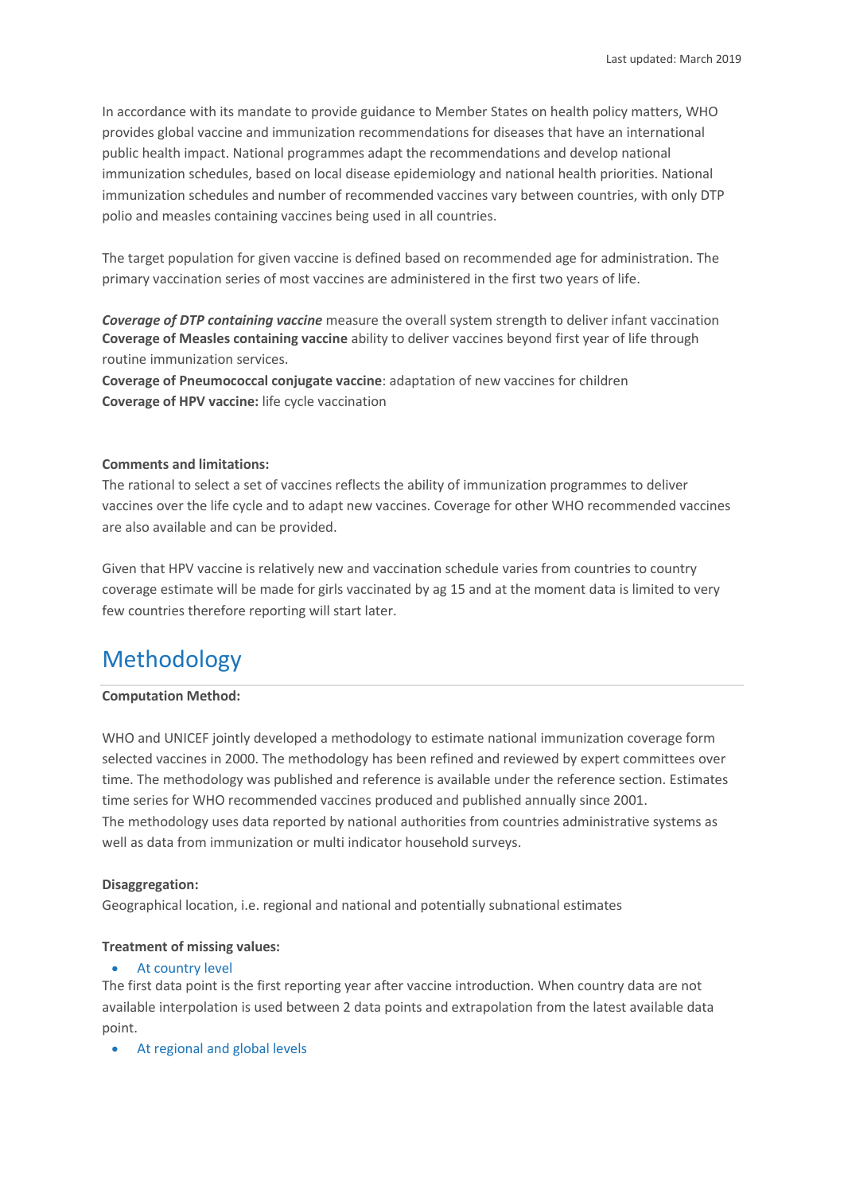In accordance with its mandate to provide guidance to Member States on health policy matters, WHO provides global vaccine and immunization recommendations for diseases that have an international public health impact. National programmes adapt the recommendations and develop national immunization schedules, based on local disease epidemiology and national health priorities. National immunization schedules and number of recommended vaccines vary between countries, with only DTP polio and measles containing vaccines being used in all countries.

The target population for given vaccine is defined based on recommended age for administration. The primary vaccination series of most vaccines are administered in the first two years of life.

***Coverage of DTP containing vaccine*** measure the overall system strength to deliver infant vaccination
**Coverage of Measles containing vaccine** ability to deliver vaccines beyond first year of life through routine immunization services.
**Coverage of Pneumococcal conjugate vaccine**: adaptation of new vaccines for children
**Coverage of HPV vaccine:** life cycle vaccination

**Comments and limitations:**
The rational to select a set of vaccines reflects the ability of immunization programmes to deliver vaccines over the life cycle and to adapt new vaccines. Coverage for other WHO recommended vaccines are also available and can be provided.

Given that HPV vaccine is relatively new and vaccination schedule varies from countries to country coverage estimate will be made for girls vaccinated by ag 15 and at the moment data is limited to very few countries therefore reporting will start later.

# Methodology

**Computation Method:**

WHO and UNICEF jointly developed a methodology to estimate national immunization coverage form selected vaccines in 2000. The methodology has been refined and reviewed by expert committees over time. The methodology was published and reference is available under the reference section. Estimates time series for WHO recommended vaccines produced and published annually since 2001.
The methodology uses data reported by national authorities from countries administrative systems as well as data from immunization or multi indicator household surveys.

**Disaggregation:**
Geographical location, i.e. regional and national and potentially subnational estimates

**Treatment of missing values:**

- At country level

The first data point is the first reporting year after vaccine introduction. When country data are not available interpolation is used between 2 data points and extrapolation from the latest available data point.

- At regional and global levels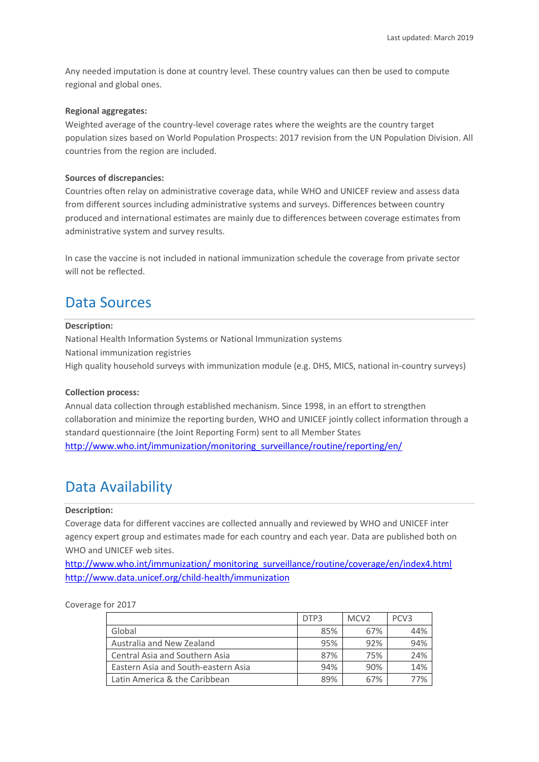Any needed imputation is done at country level. These country values can then be used to compute regional and global ones.

**Regional aggregates:**
Weighted average of the country-level coverage rates where the weights are the country target population sizes based on World Population Prospects: 2017 revision from the UN Population Division. All countries from the region are included.

**Sources of discrepancies:**
Countries often relay on administrative coverage data, while WHO and UNICEF review and assess data from different sources including administrative systems and surveys. Differences between country produced and international estimates are mainly due to differences between coverage estimates from administrative system and survey results.

In case the vaccine is not included in national immunization schedule the coverage from private sector will not be reflected.

## Data Sources

**Description:**
National Health Information Systems or National Immunization systems
National immunization registries
High quality household surveys with immunization module (e.g. DHS, MICS, national in-country surveys)

**Collection process:**
Annual data collection through established mechanism. Since 1998, in an effort to strengthen collaboration and minimize the reporting burden, WHO and UNICEF jointly collect information through a standard questionnaire (the Joint Reporting Form) sent to all Member States
http://www.who.int/immunization/monitoring_surveillance/routine/reporting/en/

## Data Availability

**Description:**
Coverage data for different vaccines are collected annually and reviewed by WHO and UNICEF inter agency expert group and estimates made for each country and each year. Data are published both on WHO and UNICEF web sites.
http://www.who.int/immunization/ monitoring_surveillance/routine/coverage/en/index4.html
http://www.data.unicef.org/child-health/immunization

Coverage for 2017

| | DTP3 | MCV2 | PCV3 |
|---|---|---|---|
| Global | 85% | 67% | 44% |
| Australia and New Zealand | 95% | 92% | 94% |
| Central Asia and Southern Asia | 87% | 75% | 24% |
| Eastern Asia and South-eastern Asia | 94% | 90% | 14% |
| Latin America & the Caribbean | 89% | 67% | 77% |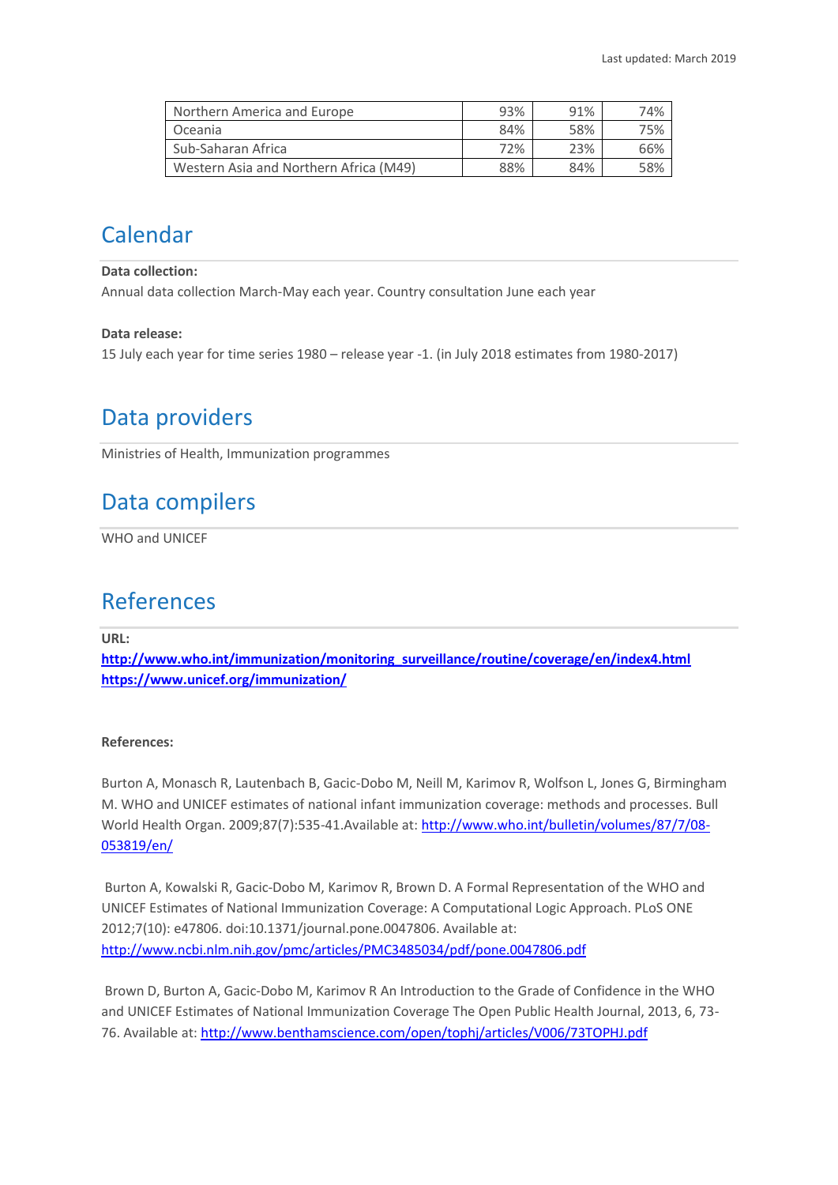| | | | |
|---|---|---|---|
| Northern America and Europe | 93% | 91% | 74% |
| Oceania | 84% | 58% | 75% |
| Sub-Saharan Africa | 72% | 23% | 66% |
| Western Asia and Northern Africa (M49) | 88% | 84% | 58% |

## Calendar

**Data collection:**

Annual data collection March-May each year. Country consultation June each year

**Data release:**

15 July each year for time series 1980 – release year -1. (in July 2018 estimates from 1980-2017)

## Data providers

Ministries of Health, Immunization programmes

## Data compilers

WHO and UNICEF

## References

**URL:**

**http://www.who.int/immunization/monitoring_surveillance/routine/coverage/en/index4.html**
**https://www.unicef.org/immunization/**

**References:**

Burton A, Monasch R, Lautenbach B, Gacic-Dobo M, Neill M, Karimov R, Wolfson L, Jones G, Birmingham M. WHO and UNICEF estimates of national infant immunization coverage: methods and processes. Bull World Health Organ. 2009;87(7):535-41.Available at: http://www.who.int/bulletin/volumes/87/7/08-053819/en/

Burton A, Kowalski R, Gacic-Dobo M, Karimov R, Brown D. A Formal Representation of the WHO and UNICEF Estimates of National Immunization Coverage: A Computational Logic Approach. PLoS ONE 2012;7(10): e47806. doi:10.1371/journal.pone.0047806. Available at: http://www.ncbi.nlm.nih.gov/pmc/articles/PMC3485034/pdf/pone.0047806.pdf

Brown D, Burton A, Gacic-Dobo M, Karimov R An Introduction to the Grade of Confidence in the WHO and UNICEF Estimates of National Immunization Coverage The Open Public Health Journal, 2013, 6, 73-76. Available at: http://www.benthamscience.com/open/tophj/articles/V006/73TOPHJ.pdf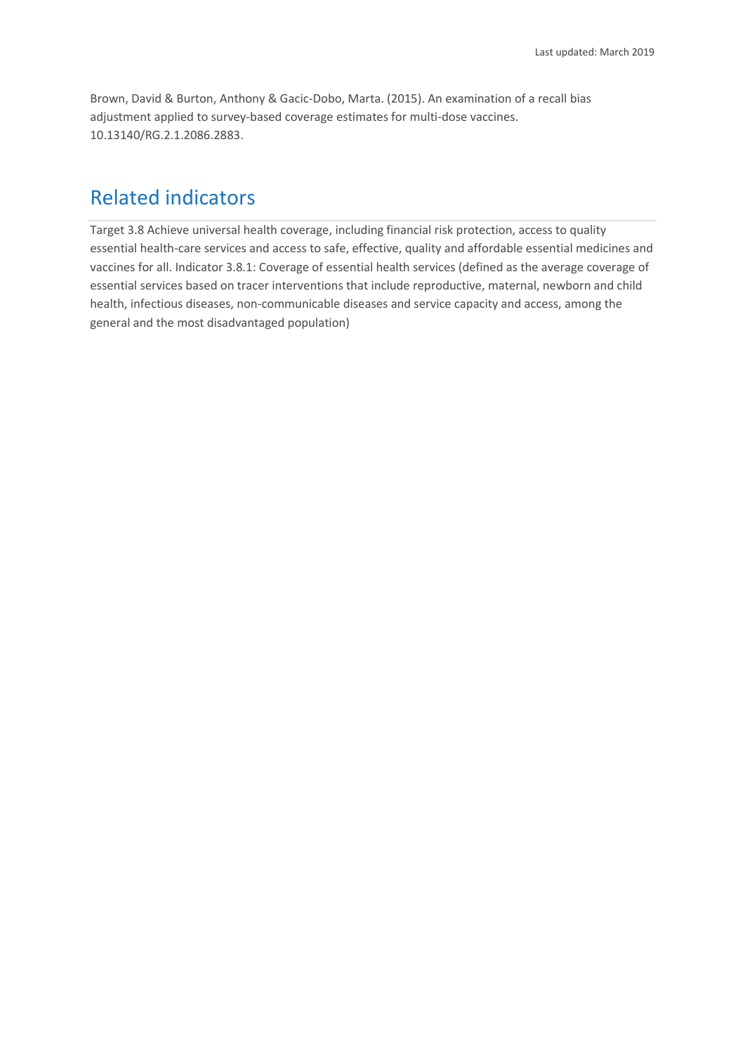Brown, David & Burton, Anthony & Gacic-Dobo, Marta. (2015). An examination of a recall bias adjustment applied to survey-based coverage estimates for multi-dose vaccines. 10.13140/RG.2.1.2086.2883.

## Related indicators

Target 3.8 Achieve universal health coverage, including financial risk protection, access to quality essential health-care services and access to safe, effective, quality and affordable essential medicines and vaccines for all. Indicator 3.8.1: Coverage of essential health services (defined as the average coverage of essential services based on tracer interventions that include reproductive, maternal, newborn and child health, infectious diseases, non-communicable diseases and service capacity and access, among the general and the most disadvantaged population)